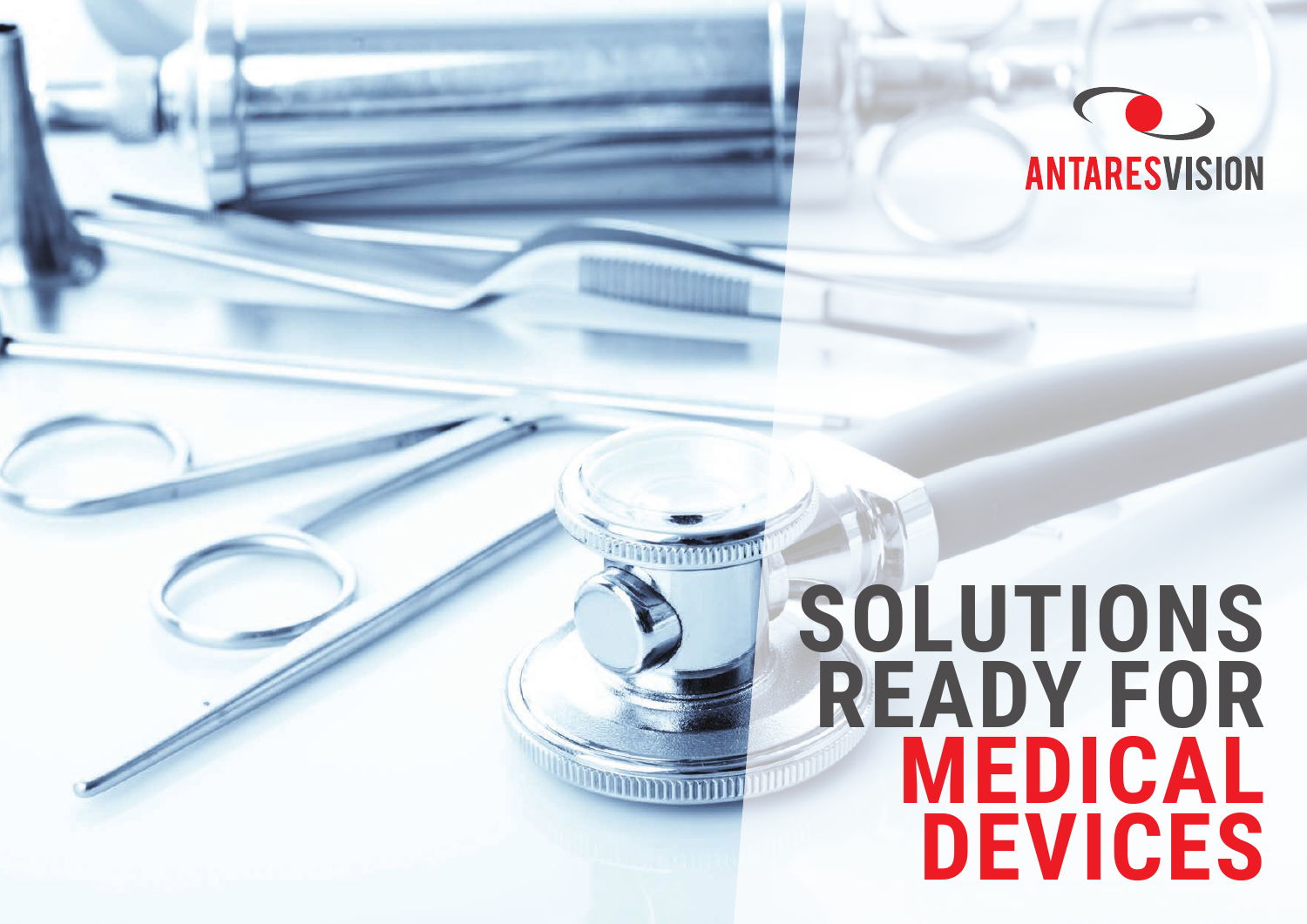ANTARESVISION

# SOLUTIONS READY FOR MEDICAL DEVICES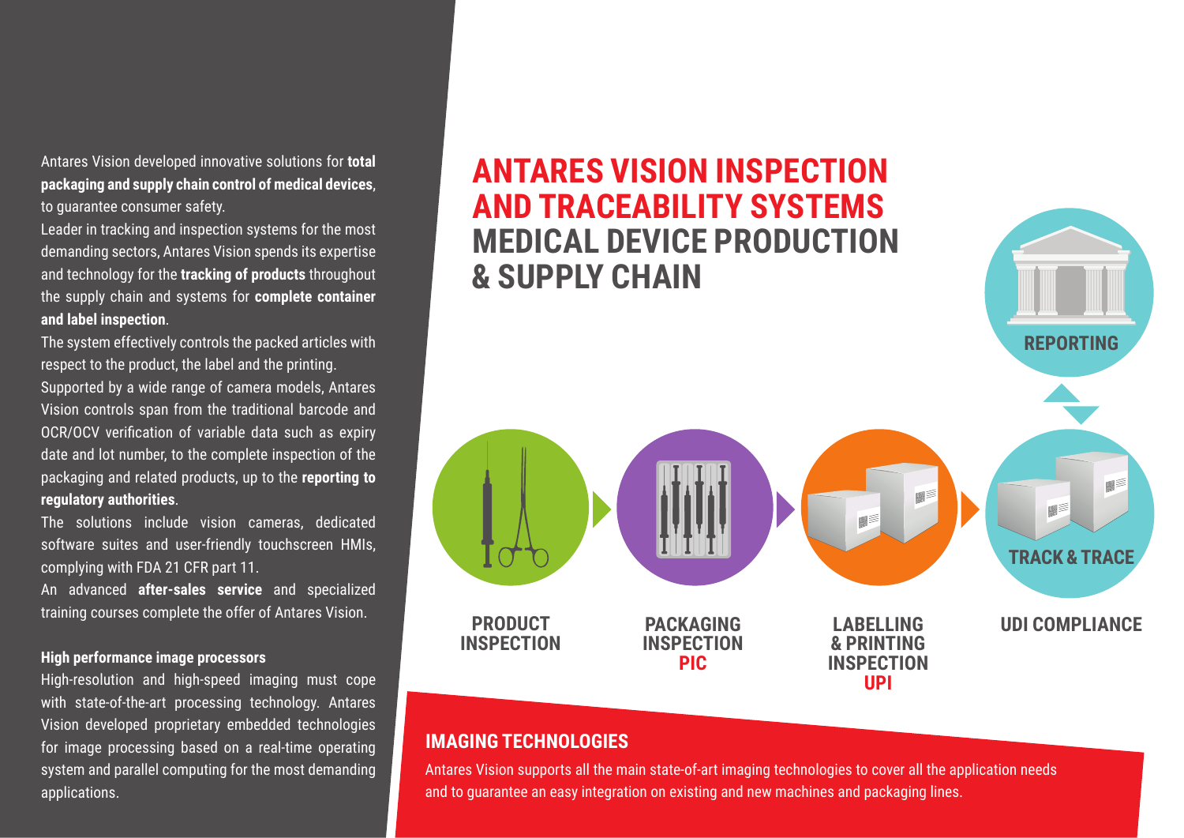# ANTARES VISION INSPECTION AND TRACEABILITY SYSTEMS MEDICAL DEVICE PRODUCTION & SUPPLY CHAIN

Antares Vision developed innovative solutions for **total packaging and supply chain control of medical devices**, to guarantee consumer safety.

Leader in tracking and inspection systems for the most demanding sectors, Antares Vision spends its expertise and technology for the **tracking of products** throughout the supply chain and systems for **complete container and label inspection**.

The system effectively controls the packed articles with respect to the product, the label and the printing.

Supported by a wide range of camera models, Antares Vision controls span from the traditional barcode and OCR/OCV verification of variable data such as expiry date and lot number, to the complete inspection of the packaging and related products, up to the **reporting to regulatory authorities**.

The solutions include vision cameras, dedicated software suites and user-friendly touchscreen HMIs, complying with FDA 21 CFR part 11.

An advanced **after-sales service** and specialized training courses complete the offer of Antares Vision.

**High performance image processors**

High-resolution and high-speed imaging must cope with state-of-the-art processing technology. Antares Vision developed proprietary embedded technologies for image processing based on a real-time operating system and parallel computing for the most demanding applications.

**PRODUCT INSPECTION**

**PACKAGING INSPECTION PIC**

**LABELLING & PRINTING INSPECTION UPI**

**TRACK & TRACE**

**UDI COMPLIANCE**

**REPORTING**

## IMAGING TECHNOLOGIES

Antares Vision supports all the main state-of-art imaging technologies to cover all the application needs and to guarantee an easy integration on existing and new machines and packaging lines.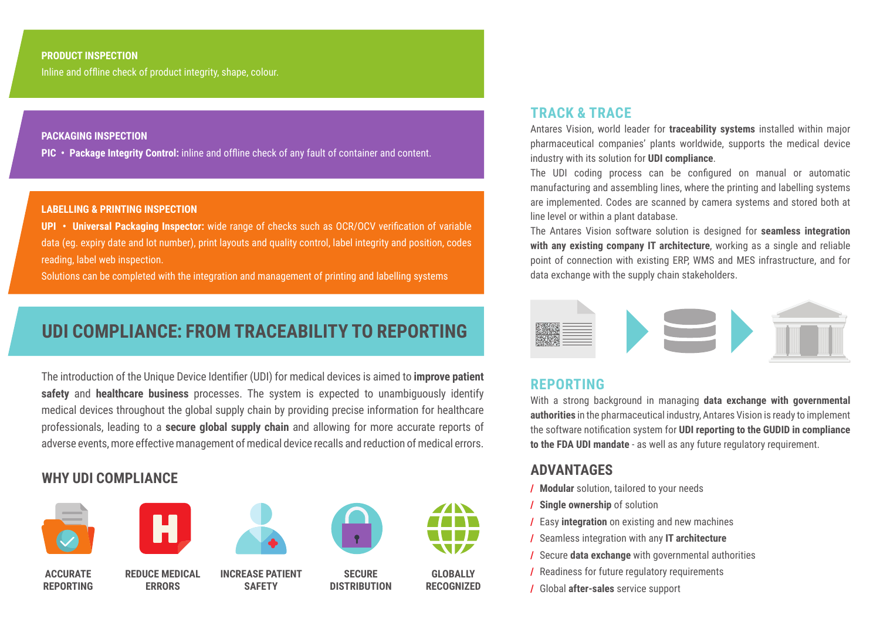**PRODUCT INSPECTION**

Inline and offline check of product integrity, shape, colour.

**PACKAGING INSPECTION**

**PIC • Package Integrity Control:** inline and offline check of any fault of container and content.

**LABELLING & PRINTING INSPECTION**

**UPI • Universal Packaging Inspector:** wide range of checks such as OCR/OCV verification of variable data (eg. expiry date and lot number), print layouts and quality control, label integrity and position, codes reading, label web inspection.

Solutions can be completed with the integration and management of printing and labelling systems

## UDI COMPLIANCE: FROM TRACEABILITY TO REPORTING

The introduction of the Unique Device Identifier (UDI) for medical devices is aimed to **improve patient safety** and **healthcare business** processes. The system is expected to unambiguously identify medical devices throughout the global supply chain by providing precise information for healthcare professionals, leading to a **secure global supply chain** and allowing for more accurate reports of adverse events, more effective management of medical device recalls and reduction of medical errors.

### WHY UDI COMPLIANCE

- ACCURATE REPORTING
- REDUCE MEDICAL ERRORS
- INCREASE PATIENT SAFETY
- SECURE DISTRIBUTION
- GLOBALLY RECOGNIZED

### TRACK & TRACE

Antares Vision, world leader for **traceability systems** installed within major pharmaceutical companies' plants worldwide, supports the medical device industry with its solution for **UDI compliance**.

The UDI coding process can be configured on manual or automatic manufacturing and assembling lines, where the printing and labelling systems are implemented. Codes are scanned by camera systems and stored both at line level or within a plant database.

The Antares Vision software solution is designed for **seamless integration with any existing company IT architecture**, working as a single and reliable point of connection with existing ERP, WMS and MES infrastructure, and for data exchange with the supply chain stakeholders.

### REPORTING

With a strong background in managing **data exchange with governmental authorities** in the pharmaceutical industry, Antares Vision is ready to implement the software notification system for **UDI reporting to the GUDID in compliance to the FDA UDI mandate** - as well as any future regulatory requirement.

### ADVANTAGES

- **Modular** solution, tailored to your needs
- **Single ownership** of solution
- Easy **integration** on existing and new machines
- Seamless integration with any **IT architecture**
- Secure **data exchange** with governmental authorities
- Readiness for future regulatory requirements
- Global **after-sales** service support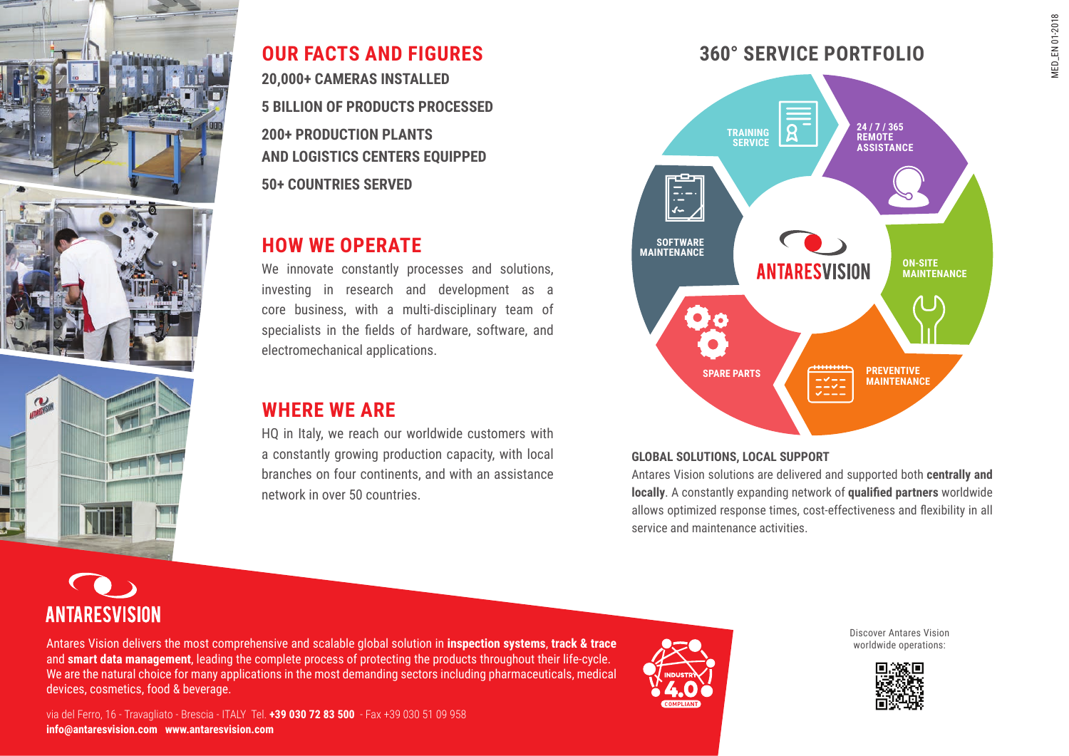## OUR FACTS AND FIGURES

**20,000+ CAMERAS INSTALLED**

**5 BILLION OF PRODUCTS PROCESSED**

**200+ PRODUCTION PLANTS AND LOGISTICS CENTERS EQUIPPED**

**50+ COUNTRIES SERVED**

## HOW WE OPERATE

We innovate constantly processes and solutions, investing in research and development as a core business, with a multi-disciplinary team of specialists in the fields of hardware, software, and electromechanical applications.

## WHERE WE ARE

HQ in Italy, we reach our worldwide customers with a constantly growing production capacity, with local branches on four continents, and with an assistance network in over 50 countries.

## 360° SERVICE PORTFOLIO

TRAINING SERVICE

24 / 7 / 365 REMOTE ASSISTANCE

ON-SITE MAINTENANCE

PREVENTIVE MAINTENANCE

SPARE PARTS

SOFTWARE MAINTENANCE

ANTARESVISION

### GLOBAL SOLUTIONS, LOCAL SUPPORT

Antares Vision solutions are delivered and supported both **centrally and locally**. A constantly expanding network of **qualified partners** worldwide allows optimized response times, cost-effectiveness and flexibility in all service and maintenance activities.

**ANTARESVISION**

Antares Vision delivers the most comprehensive and scalable global solution in **inspection systems**, **track & trace** and **smart data management**, leading the complete process of protecting the products throughout their life-cycle. We are the natural choice for many applications in the most demanding sectors including pharmaceuticals, medical devices, cosmetics, food & beverage.

via del Ferro, 16 - Travagliato - Brescia - ITALY Tel. **+39 030 72 83 500** - Fax +39 030 51 09 958
**info@antaresvision.com** **www.antaresvision.com**

INDUSTRY 4.0 COMPLIANT

Discover Antares Vision worldwide operations:

MED_EN 01-2018